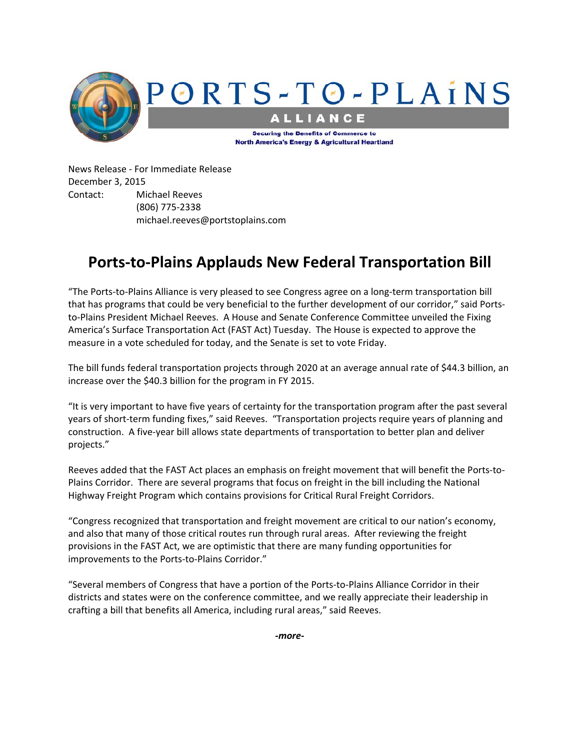PORTS-TO-PLAINS ALLIANCE

Securing the Benefits of Commerce to North America's Energy & Agricultural Heartland

News Release - For Immediate Release
December 3, 2015
Contact: Michael Reeves
(806) 775-2338
michael.reeves@portstoplains.com

# Ports-to-Plains Applauds New Federal Transportation Bill

"The Ports-to-Plains Alliance is very pleased to see Congress agree on a long-term transportation bill that has programs that could be very beneficial to the further development of our corridor," said Ports-to-Plains President Michael Reeves. A House and Senate Conference Committee unveiled the Fixing America's Surface Transportation Act (FAST Act) Tuesday. The House is expected to approve the measure in a vote scheduled for today, and the Senate is set to vote Friday.

The bill funds federal transportation projects through 2020 at an average annual rate of $44.3 billion, an increase over the $40.3 billion for the program in FY 2015.

"It is very important to have five years of certainty for the transportation program after the past several years of short-term funding fixes," said Reeves. "Transportation projects require years of planning and construction. A five-year bill allows state departments of transportation to better plan and deliver projects."

Reeves added that the FAST Act places an emphasis on freight movement that will benefit the Ports-to-Plains Corridor. There are several programs that focus on freight in the bill including the National Highway Freight Program which contains provisions for Critical Rural Freight Corridors.

"Congress recognized that transportation and freight movement are critical to our nation's economy, and also that many of those critical routes run through rural areas. After reviewing the freight provisions in the FAST Act, we are optimistic that there are many funding opportunities for improvements to the Ports-to-Plains Corridor."

"Several members of Congress that have a portion of the Ports-to-Plains Alliance Corridor in their districts and states were on the conference committee, and we really appreciate their leadership in crafting a bill that benefits all America, including rural areas," said Reeves.

*-more-*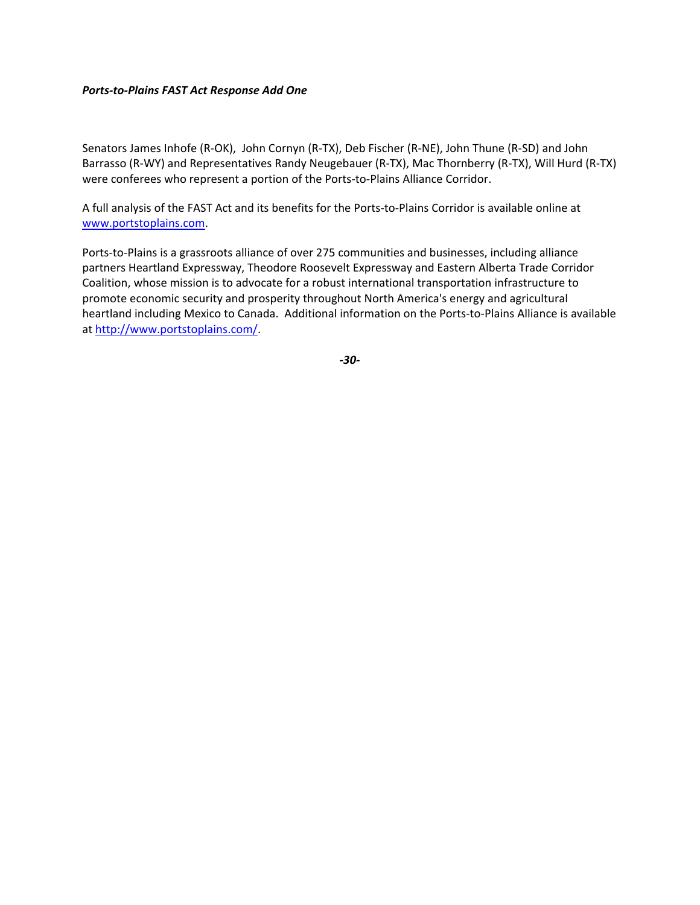*Ports-to-Plains FAST Act Response Add One*

Senators James Inhofe (R-OK), John Cornyn (R-TX), Deb Fischer (R-NE), John Thune (R-SD) and John Barrasso (R-WY) and Representatives Randy Neugebauer (R-TX), Mac Thornberry (R-TX), Will Hurd (R-TX) were conferees who represent a portion of the Ports-to-Plains Alliance Corridor.

A full analysis of the FAST Act and its benefits for the Ports-to-Plains Corridor is available online at www.portstoplains.com.

Ports-to-Plains is a grassroots alliance of over 275 communities and businesses, including alliance partners Heartland Expressway, Theodore Roosevelt Expressway and Eastern Alberta Trade Corridor Coalition, whose mission is to advocate for a robust international transportation infrastructure to promote economic security and prosperity throughout North America's energy and agricultural heartland including Mexico to Canada. Additional information on the Ports-to-Plains Alliance is available at http://www.portstoplains.com/.

***-30-***